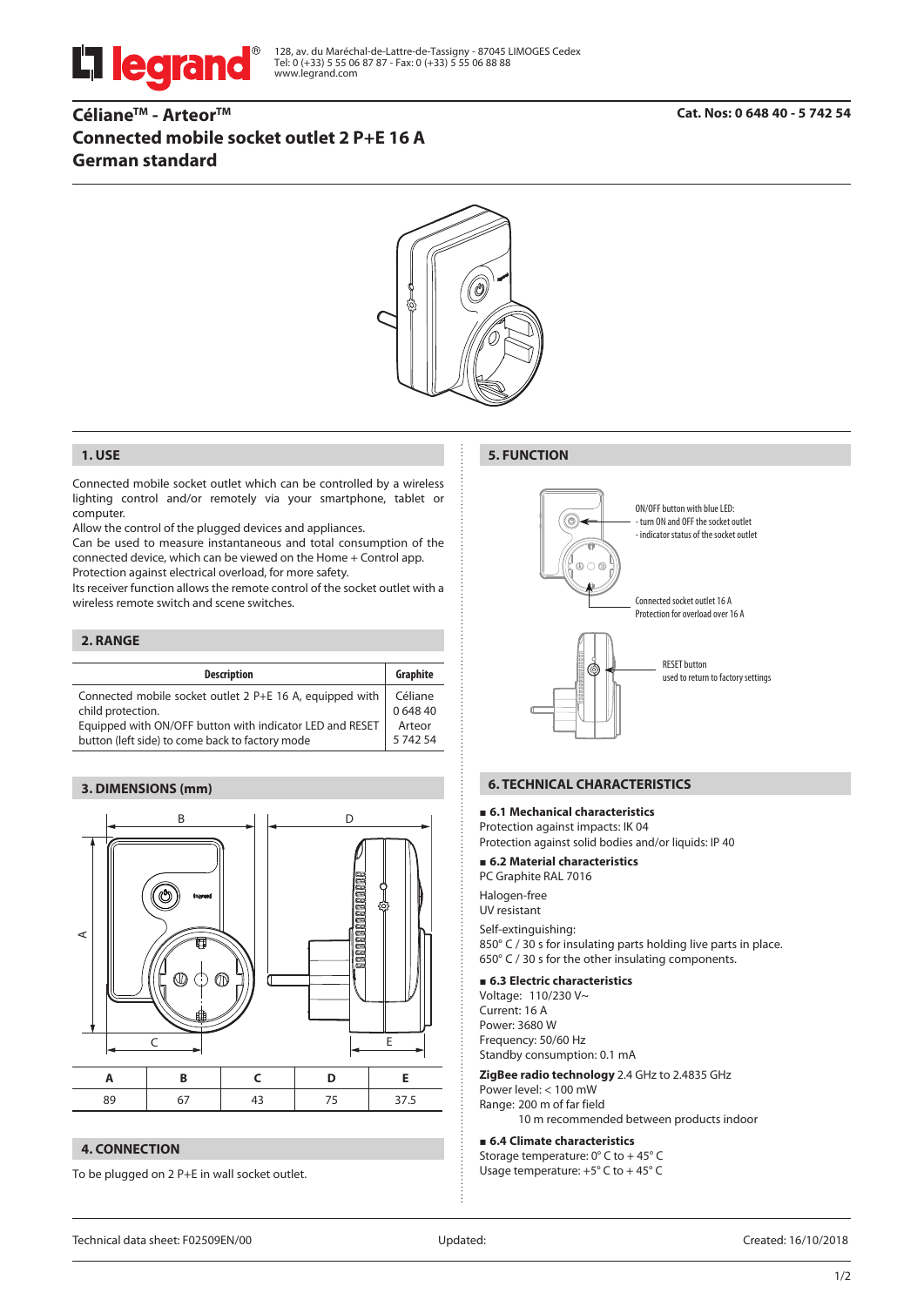128, av. du Maréchal-de-Lattre-de-Tassigny - 87045 LIMOGES Cedex
Tel: 0 (+33) 5 55 06 87 87 - Fax: 0 (+33) 5 55 06 88 88
www.legrand.com

# Céliane™ - Arteor™
# Connected mobile socket outlet 2 P+E 16 A
# German standard

**Cat. Nos: 0 648 40 - 5 742 54**

## 1. USE

Connected mobile socket outlet which can be controlled by a wireless lighting control and/or remotely via your smartphone, tablet or computer.
Allow the control of the plugged devices and appliances.
Can be used to measure instantaneous and total consumption of the connected device, which can be viewed on the Home + Control app.
Protection against electrical overload, for more safety.
Its receiver function allows the remote control of the socket outlet with a wireless remote switch and scene switches.

## 2. RANGE

| Description | Graphite |
|---|---|
| Connected mobile socket outlet 2 P+E 16 A, equipped with child protection. Equipped with ON/OFF button with indicator LED and RESET button (left side) to come back to factory mode | Céliane 0 648 40 Arteor 5 742 54 |

## 3. DIMENSIONS (mm)

| A | B | C | D | E |
|---|---|---|---|---|
| 89 | 67 | 43 | 75 | 37.5 |

## 4. CONNECTION

To be plugged on 2 P+E in wall socket outlet.

## 5. FUNCTION

ON/OFF button with blue LED:
- turn ON and OFF the socket outlet
- indicator status of the socket outlet

Connected socket outlet 16 A
Protection for overload over 16 A

RESET button
used to return to factory settings

## 6. TECHNICAL CHARACTERISTICS

### 6.1 Mechanical characteristics

Protection against impacts: IK 04
Protection against solid bodies and/or liquids: IP 40

### 6.2 Material characteristics

PC Graphite RAL 7016

Halogen-free
UV resistant

Self-extinguishing:
850° C / 30 s for insulating parts holding live parts in place.
650° C / 30 s for the other insulating components.

### 6.3 Electric characteristics

Voltage: 110/230 V~
Current: 16 A
Power: 3680 W
Frequency: 50/60 Hz
Standby consumption: 0.1 mA

**ZigBee radio technology** 2.4 GHz to 2.4835 GHz
Power level: < 100 mW
Range: 200 m of far field
10 m recommended between products indoor

### 6.4 Climate characteristics

Storage temperature: 0° C to + 45° C
Usage temperature: +5° C to + 45° C

Technical data sheet: F02509EN/00 | Updated: | Created: 16/10/2018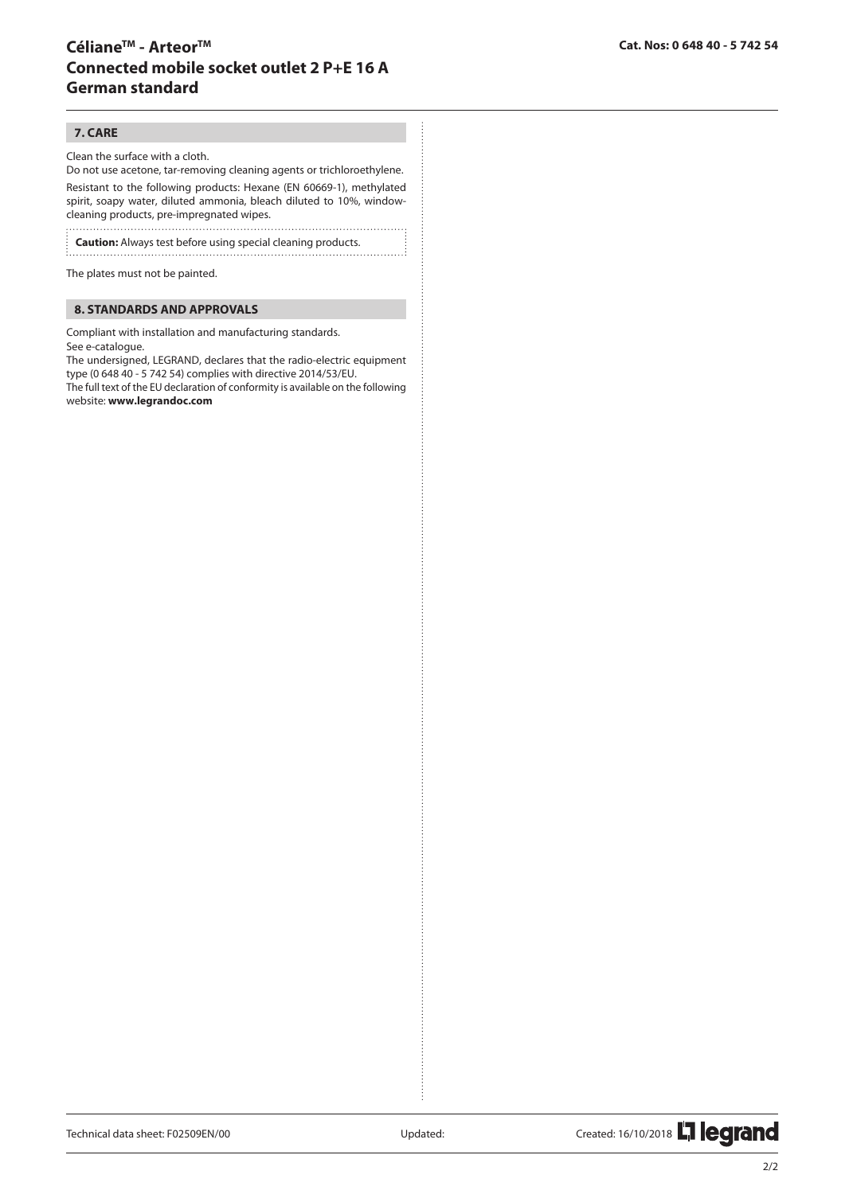## 7. CARE

Clean the surface with a cloth.
Do not use acetone, tar-removing cleaning agents or trichloroethylene.

Resistant to the following products: Hexane (EN 60669-1), methylated spirit, soapy water, diluted ammonia, bleach diluted to 10%, window-cleaning products, pre-impregnated wipes.

**Caution:** Always test before using special cleaning products.

The plates must not be painted.

## 8. STANDARDS AND APPROVALS

Compliant with installation and manufacturing standards.
See e-catalogue.
The undersigned, LEGRAND, declares that the radio-electric equipment type (0 648 40 - 5 742 54) complies with directive 2014/53/EU.
The full text of the EU declaration of conformity is available on the following website: **www.legrandoc.com**